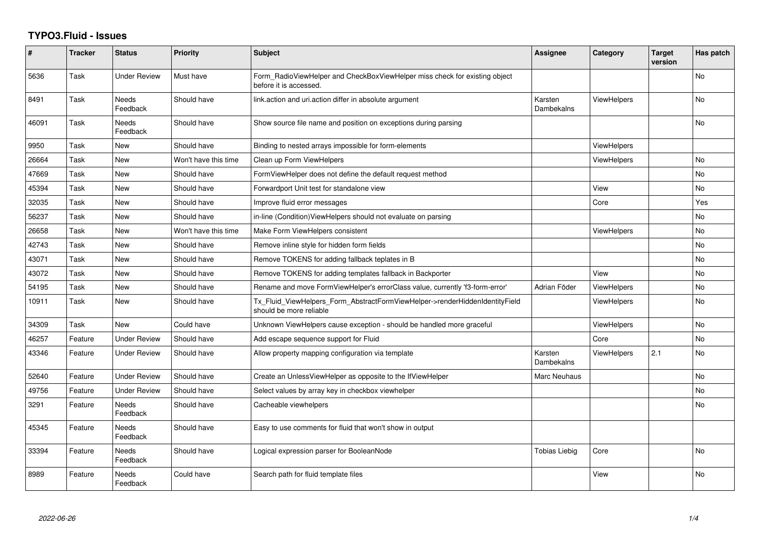# TYPO3.Fluid - Issues

| # | Tracker | Status | Priority | Subject | Assignee | Category | Target version | Has patch |
|---|---|---|---|---|---|---|---|---|
| 5636 | Task | Under Review | Must have | Form_RadioViewHelper and CheckBoxViewHelper miss check for existing object before it is accessed. | | | | No |
| 8491 | Task | Needs Feedback | Should have | link.action and uri.action differ in absolute argument | Karsten Dambekalns | ViewHelpers | | No |
| 46091 | Task | Needs Feedback | Should have | Show source file name and position on exceptions during parsing | | | | No |
| 9950 | Task | New | Should have | Binding to nested arrays impossible for form-elements | | ViewHelpers | | |
| 26664 | Task | New | Won't have this time | Clean up Form ViewHelpers | | ViewHelpers | | No |
| 47669 | Task | New | Should have | FormViewHelper does not define the default request method | | | | No |
| 45394 | Task | New | Should have | Forwardport Unit test for standalone view | | View | | No |
| 32035 | Task | New | Should have | Improve fluid error messages | | Core | | Yes |
| 56237 | Task | New | Should have | in-line (Condition)ViewHelpers should not evaluate on parsing | | | | No |
| 26658 | Task | New | Won't have this time | Make Form ViewHelpers consistent | | ViewHelpers | | No |
| 42743 | Task | New | Should have | Remove inline style for hidden form fields | | | | No |
| 43071 | Task | New | Should have | Remove TOKENS for adding fallback teplates in B | | | | No |
| 43072 | Task | New | Should have | Remove TOKENS for adding templates fallback in Backporter | | View | | No |
| 54195 | Task | New | Should have | Rename and move FormViewHelper's errorClass value, currently 'f3-form-error' | Adrian Föder | ViewHelpers | | No |
| 10911 | Task | New | Should have | Tx_Fluid_ViewHelpers_Form_AbstractFormViewHelper->renderHiddenIdentityField should be more reliable | | ViewHelpers | | No |
| 34309 | Task | New | Could have | Unknown ViewHelpers cause exception - should be handled more graceful | | ViewHelpers | | No |
| 46257 | Feature | Under Review | Should have | Add escape sequence support for Fluid | | Core | | No |
| 43346 | Feature | Under Review | Should have | Allow property mapping configuration via template | Karsten Dambekalns | ViewHelpers | 2.1 | No |
| 52640 | Feature | Under Review | Should have | Create an UnlessViewHelper as opposite to the IfViewHelper | Marc Neuhaus | | | No |
| 49756 | Feature | Under Review | Should have | Select values by array key in checkbox viewhelper | | | | No |
| 3291 | Feature | Needs Feedback | Should have | Cacheable viewhelpers | | | | No |
| 45345 | Feature | Needs Feedback | Should have | Easy to use comments for fluid that won't show in output | | | | |
| 33394 | Feature | Needs Feedback | Should have | Logical expression parser for BooleanNode | Tobias Liebig | Core | | No |
| 8989 | Feature | Needs Feedback | Could have | Search path for fluid template files | | View | | No |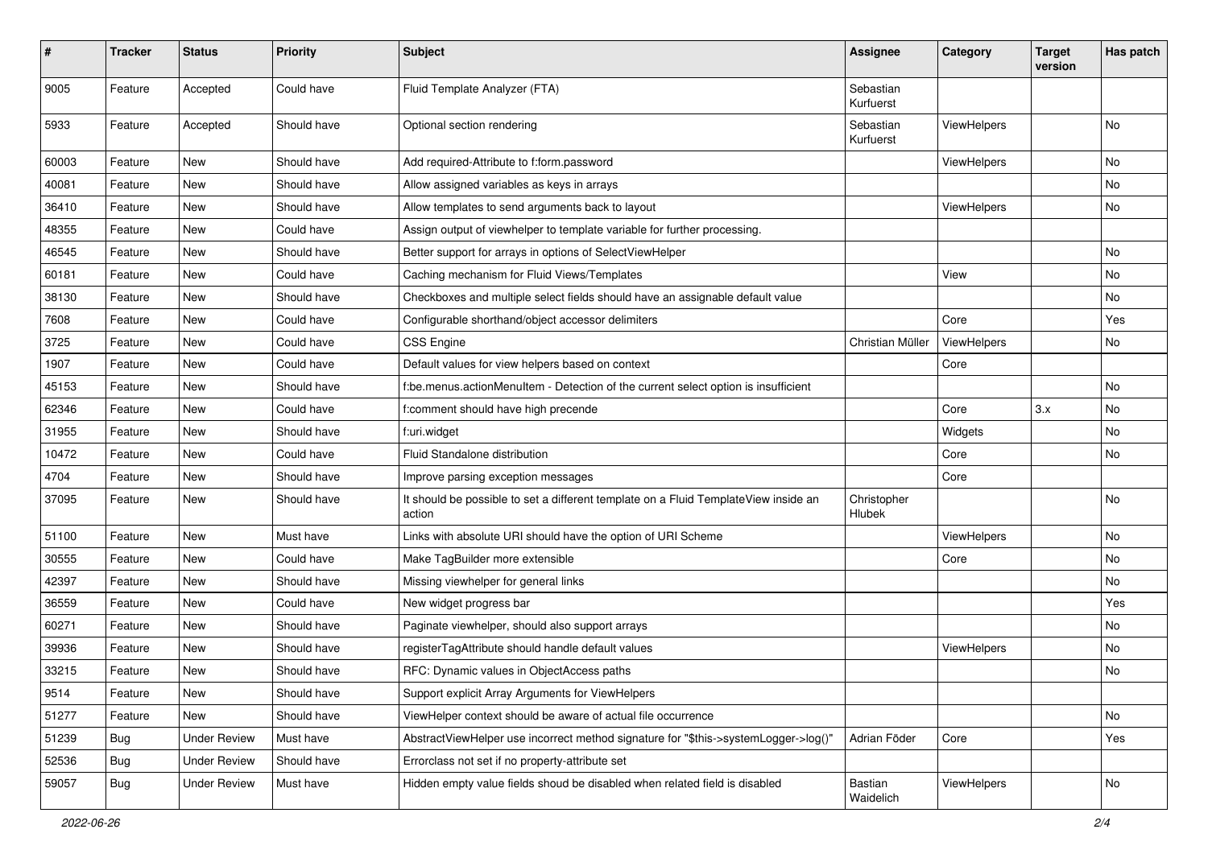| # | Tracker | Status | Priority | Subject | Assignee | Category | Target version | Has patch |
|---|---|---|---|---|---|---|---|---|
| 9005 | Feature | Accepted | Could have | Fluid Template Analyzer (FTA) | Sebastian Kurfuerst | | | |
| 5933 | Feature | Accepted | Should have | Optional section rendering | Sebastian Kurfuerst | ViewHelpers | | No |
| 60003 | Feature | New | Should have | Add required-Attribute to f:form.password | | ViewHelpers | | No |
| 40081 | Feature | New | Should have | Allow assigned variables as keys in arrays | | | | No |
| 36410 | Feature | New | Should have | Allow templates to send arguments back to layout | | ViewHelpers | | No |
| 48355 | Feature | New | Could have | Assign output of viewhelper to template variable for further processing. | | | | |
| 46545 | Feature | New | Should have | Better support for arrays in options of SelectViewHelper | | | | No |
| 60181 | Feature | New | Could have | Caching mechanism for Fluid Views/Templates | | View | | No |
| 38130 | Feature | New | Should have | Checkboxes and multiple select fields should have an assignable default value | | | | No |
| 7608 | Feature | New | Could have | Configurable shorthand/object accessor delimiters | | Core | | Yes |
| 3725 | Feature | New | Could have | CSS Engine | Christian Müller | ViewHelpers | | No |
| 1907 | Feature | New | Could have | Default values for view helpers based on context | | Core | | |
| 45153 | Feature | New | Should have | f:be.menus.actionMenuItem - Detection of the current select option is insufficient | | | | No |
| 62346 | Feature | New | Could have | f:comment should have high precende | | Core | 3.x | No |
| 31955 | Feature | New | Should have | f:uri.widget | | Widgets | | No |
| 10472 | Feature | New | Could have | Fluid Standalone distribution | | Core | | No |
| 4704 | Feature | New | Should have | Improve parsing exception messages | | Core | | |
| 37095 | Feature | New | Should have | It should be possible to set a different template on a Fluid TemplateView inside an action | Christopher Hlubek | | | No |
| 51100 | Feature | New | Must have | Links with absolute URI should have the option of URI Scheme | | ViewHelpers | | No |
| 30555 | Feature | New | Could have | Make TagBuilder more extensible | | Core | | No |
| 42397 | Feature | New | Should have | Missing viewhelper for general links | | | | No |
| 36559 | Feature | New | Could have | New widget progress bar | | | | Yes |
| 60271 | Feature | New | Should have | Paginate viewhelper, should also support arrays | | | | No |
| 39936 | Feature | New | Should have | registerTagAttribute should handle default values | | ViewHelpers | | No |
| 33215 | Feature | New | Should have | RFC: Dynamic values in ObjectAccess paths | | | | No |
| 9514 | Feature | New | Should have | Support explicit Array Arguments for ViewHelpers | | | | |
| 51277 | Feature | New | Should have | ViewHelper context should be aware of actual file occurrence | | | | No |
| 51239 | Bug | Under Review | Must have | AbstractViewHelper use incorrect method signature for "$this->systemLogger->log()" | Adrian Föder | Core | | Yes |
| 52536 | Bug | Under Review | Should have | Errorclass not set if no property-attribute set | | | | |
| 59057 | Bug | Under Review | Must have | Hidden empty value fields shoud be disabled when related field is disabled | Bastian Waidelich | ViewHelpers | | No |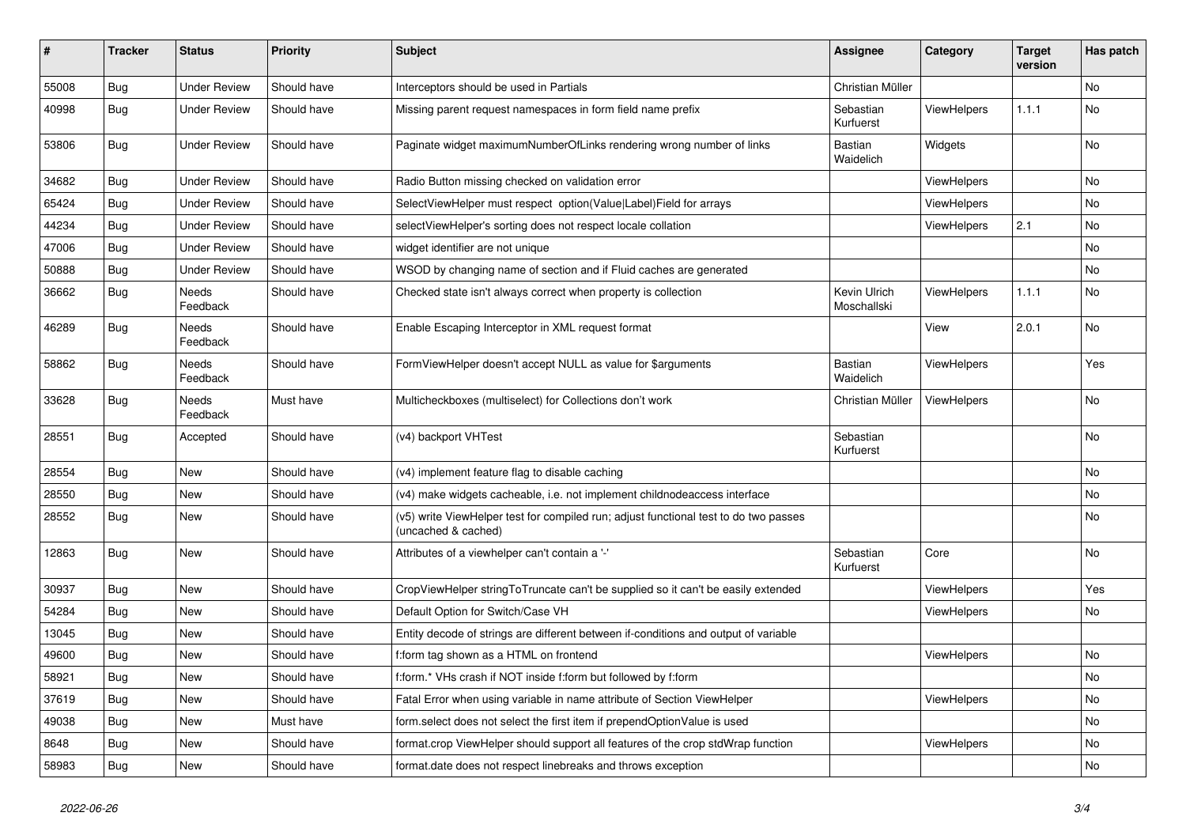| # | Tracker | Status | Priority | Subject | Assignee | Category | Target version | Has patch |
|---|---|---|---|---|---|---|---|---|
| 55008 | Bug | Under Review | Should have | Interceptors should be used in Partials | Christian Müller | | | No |
| 40998 | Bug | Under Review | Should have | Missing parent request namespaces in form field name prefix | Sebastian Kurfuerst | ViewHelpers | 1.1.1 | No |
| 53806 | Bug | Under Review | Should have | Paginate widget maximumNumberOfLinks rendering wrong number of links | Bastian Waidelich | Widgets | | No |
| 34682 | Bug | Under Review | Should have | Radio Button missing checked on validation error | | ViewHelpers | | No |
| 65424 | Bug | Under Review | Should have | SelectViewHelper must respect option(Value\|Label)Field for arrays | | ViewHelpers | | No |
| 44234 | Bug | Under Review | Should have | selectViewHelper's sorting does not respect locale collation | | ViewHelpers | 2.1 | No |
| 47006 | Bug | Under Review | Should have | widget identifier are not unique | | | | No |
| 50888 | Bug | Under Review | Should have | WSOD by changing name of section and if Fluid caches are generated | | | | No |
| 36662 | Bug | Needs Feedback | Should have | Checked state isn't always correct when property is collection | Kevin Ulrich Moschallski | ViewHelpers | 1.1.1 | No |
| 46289 | Bug | Needs Feedback | Should have | Enable Escaping Interceptor in XML request format | | View | 2.0.1 | No |
| 58862 | Bug | Needs Feedback | Should have | FormViewHelper doesn't accept NULL as value for $arguments | Bastian Waidelich | ViewHelpers | | Yes |
| 33628 | Bug | Needs Feedback | Must have | Multicheckboxes (multiselect) for Collections don't work | Christian Müller | ViewHelpers | | No |
| 28551 | Bug | Accepted | Should have | (v4) backport VHTest | Sebastian Kurfuerst | | | No |
| 28554 | Bug | New | Should have | (v4) implement feature flag to disable caching | | | | No |
| 28550 | Bug | New | Should have | (v4) make widgets cacheable, i.e. not implement childnodeaccess interface | | | | No |
| 28552 | Bug | New | Should have | (v5) write ViewHelper test for compiled run; adjust functional test to do two passes (uncached & cached) | | | | No |
| 12863 | Bug | New | Should have | Attributes of a viewhelper can't contain a '-' | Sebastian Kurfuerst | Core | | No |
| 30937 | Bug | New | Should have | CropViewHelper stringToTruncate can't be supplied so it can't be easily extended | | ViewHelpers | | Yes |
| 54284 | Bug | New | Should have | Default Option for Switch/Case VH | | ViewHelpers | | No |
| 13045 | Bug | New | Should have | Entity decode of strings are different between if-conditions and output of variable | | | | |
| 49600 | Bug | New | Should have | f:form tag shown as a HTML on frontend | | ViewHelpers | | No |
| 58921 | Bug | New | Should have | f:form.* VHs crash if NOT inside f:form but followed by f:form | | | | No |
| 37619 | Bug | New | Should have | Fatal Error when using variable in name attribute of Section ViewHelper | | ViewHelpers | | No |
| 49038 | Bug | New | Must have | form.select does not select the first item if prependOptionValue is used | | | | No |
| 8648 | Bug | New | Should have | format.crop ViewHelper should support all features of the crop stdWrap function | | ViewHelpers | | No |
| 58983 | Bug | New | Should have | format.date does not respect linebreaks and throws exception | | | | No |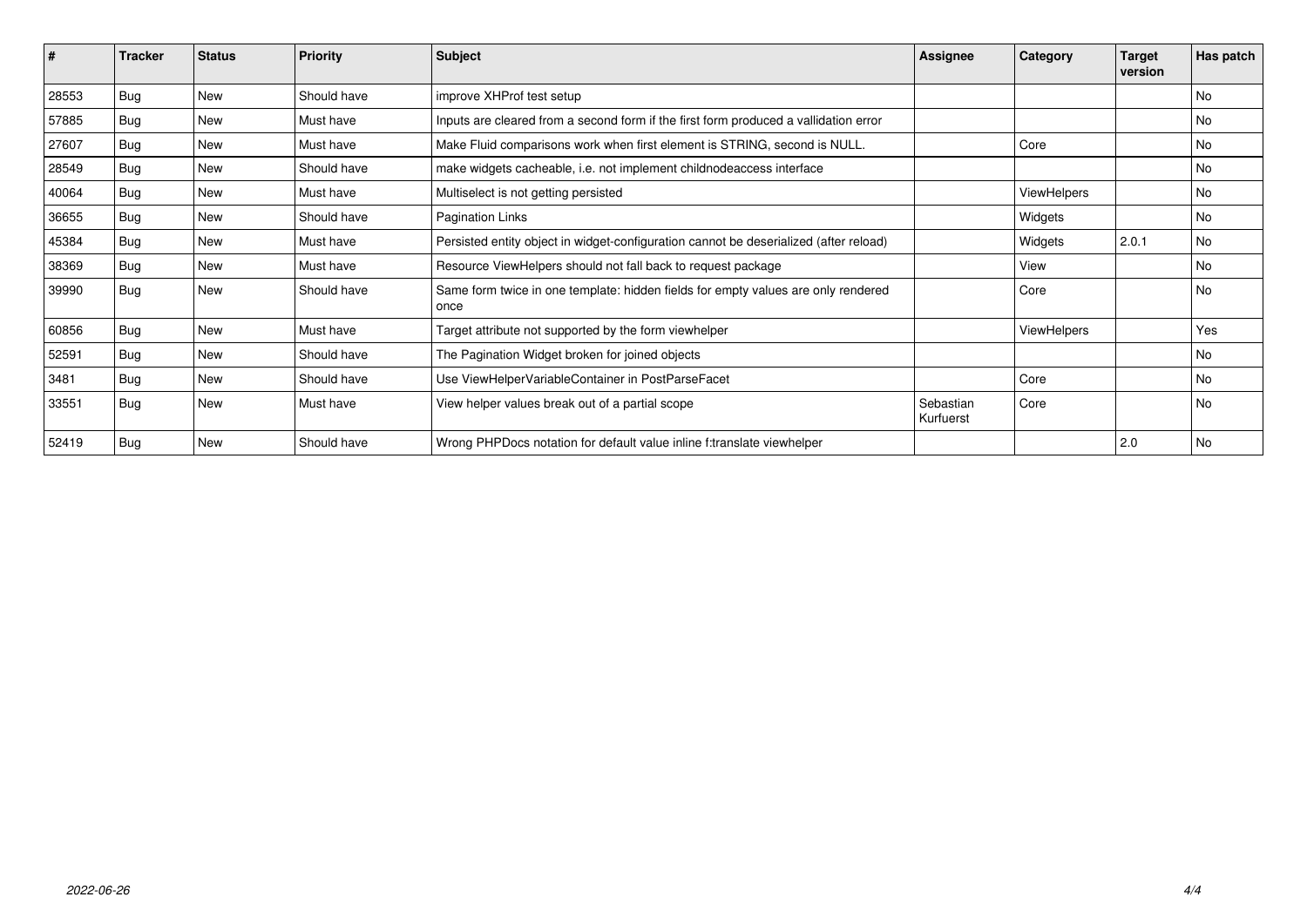| # | Tracker | Status | Priority | Subject | Assignee | Category | Target version | Has patch |
|---|---|---|---|---|---|---|---|---|
| 28553 | Bug | New | Should have | improve XHProf test setup | | | | No |
| 57885 | Bug | New | Must have | Inputs are cleared from a second form if the first form produced a vallidation error | | | | No |
| 27607 | Bug | New | Must have | Make Fluid comparisons work when first element is STRING, second is NULL. | | Core | | No |
| 28549 | Bug | New | Should have | make widgets cacheable, i.e. not implement childnodeaccess interface | | | | No |
| 40064 | Bug | New | Must have | Multiselect is not getting persisted | | ViewHelpers | | No |
| 36655 | Bug | New | Should have | Pagination Links | | Widgets | | No |
| 45384 | Bug | New | Must have | Persisted entity object in widget-configuration cannot be deserialized (after reload) | | Widgets | 2.0.1 | No |
| 38369 | Bug | New | Must have | Resource ViewHelpers should not fall back to request package | | View | | No |
| 39990 | Bug | New | Should have | Same form twice in one template: hidden fields for empty values are only rendered once | | Core | | No |
| 60856 | Bug | New | Must have | Target attribute not supported by the form viewhelper | | ViewHelpers | | Yes |
| 52591 | Bug | New | Should have | The Pagination Widget broken for joined objects | | | | No |
| 3481 | Bug | New | Should have | Use ViewHelperVariableContainer in PostParseFacet | | Core | | No |
| 33551 | Bug | New | Must have | View helper values break out of a partial scope | Sebastian Kurfuerst | Core | | No |
| 52419 | Bug | New | Should have | Wrong PHPDocs notation for default value inline f:translate viewhelper | | | 2.0 | No |